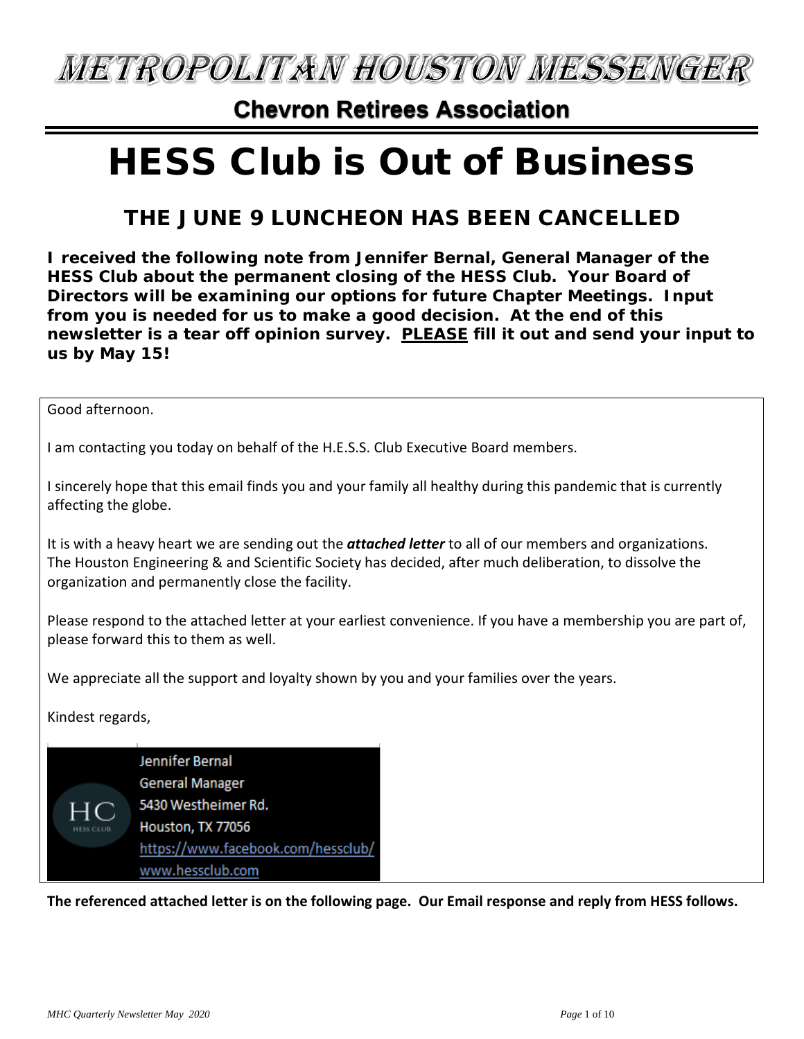# METROPOLITAN HOUSTON MESSENGER

## Chevron Retirees Association

# HESS Club is Out of Business

## THE JUNE 9 LUNCHEON HAS BEEN CANCELLED

**I received the following note from Jennifer Bernal, General Manager of the HESS Club about the permanent closing of the HESS Club. Your Board of Directors will be examining our options for future Chapter Meetings. Input from you is needed for us to make a good decision. At the end of this newsletter is a tear off opinion survey. <u>PLEASE</u> fill it out and send your input to us by May 15!**

> Good afternoon.
>
> I am contacting you today on behalf of the H.E.S.S. Club Executive Board members.
>
> I sincerely hope that this email finds you and your family all healthy during this pandemic that is currently affecting the globe.
>
> It is with a heavy heart we are sending out the ***attached letter*** to all of our members and organizations. The Houston Engineering & and Scientific Society has decided, after much deliberation, to dissolve the organization and permanently close the facility.
>
> Please respond to the attached letter at your earliest convenience. If you have a membership you are part of, please forward this to them as well.
>
> We appreciate all the support and loyalty shown by you and your families over the years.
>
> Kindest regards,
>
> HC HESS CLUB
> Jennifer Bernal
> General Manager
> 5430 Westheimer Rd.
> Houston, TX 77056
> https://www.facebook.com/hessclub/
> www.hessclub.com

**The referenced attached letter is on the following page. Our Email response and reply from HESS follows.**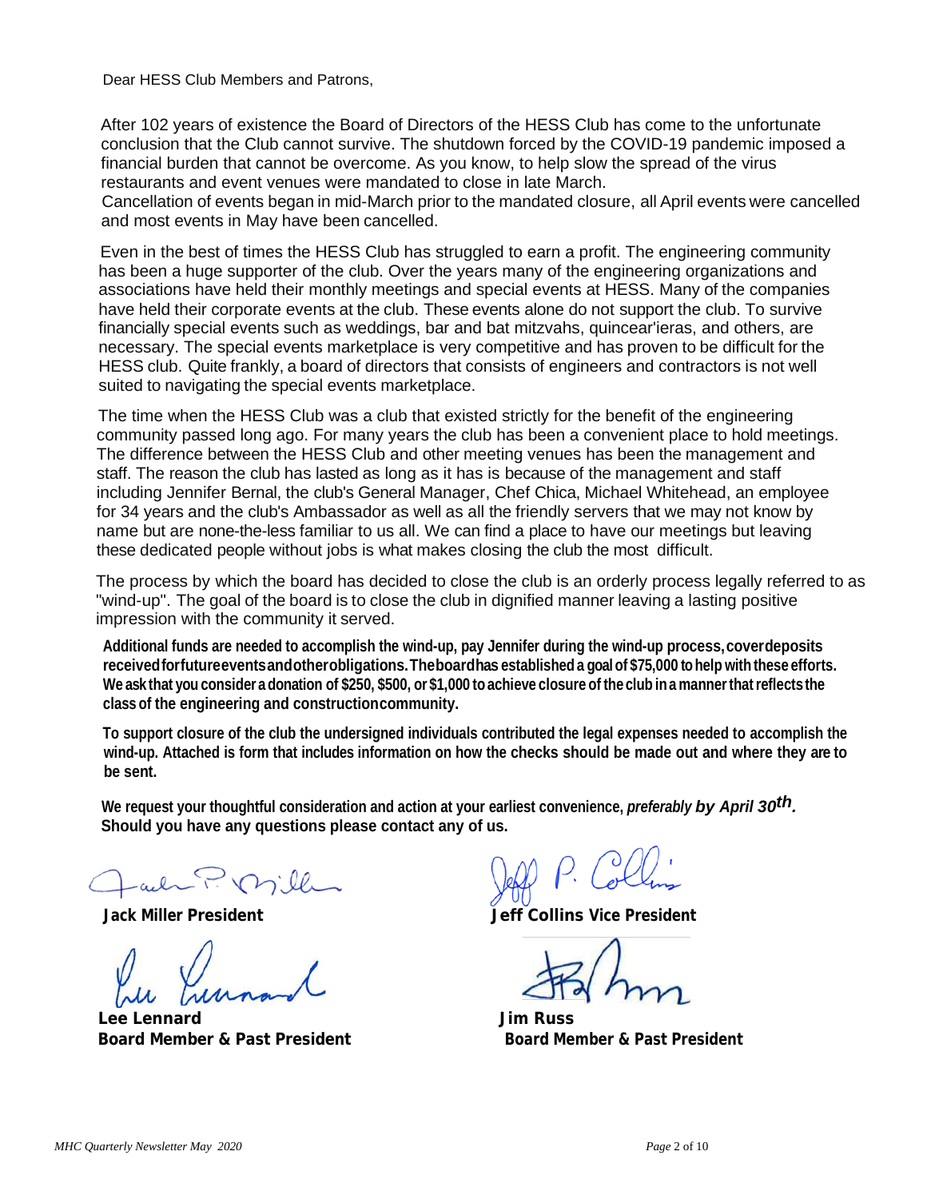Dear HESS Club Members and Patrons,

After 102 years of existence the Board of Directors of the HESS Club has come to the unfortunate conclusion that the Club cannot survive. The shutdown forced by the COVID-19 pandemic imposed a financial burden that cannot be overcome. As you know, to help slow the spread of the virus restaurants and event venues were mandated to close in late March.
Cancellation of events began in mid-March prior to the mandated closure, all April events were cancelled and most events in May have been cancelled.

Even in the best of times the HESS Club has struggled to earn a profit. The engineering community has been a huge supporter of the club. Over the years many of the engineering organizations and associations have held their monthly meetings and special events at HESS. Many of the companies have held their corporate events at the club. These events alone do not support the club. To survive financially special events such as weddings, bar and bat mitzvahs, quincear'ieras, and others, are necessary. The special events marketplace is very competitive and has proven to be difficult for the HESS club. Quite frankly, a board of directors that consists of engineers and contractors is not well suited to navigating the special events marketplace.

The time when the HESS Club was a club that existed strictly for the benefit of the engineering community passed long ago. For many years the club has been a convenient place to hold meetings. The difference between the HESS Club and other meeting venues has been the management and staff. The reason the club has lasted as long as it has is because of the management and staff including Jennifer Bernal, the club's General Manager, Chef Chica, Michael Whitehead, an employee for 34 years and the club's Ambassador as well as all the friendly servers that we may not know by name but are none-the-less familiar to us all. We can find a place to have our meetings but leaving these dedicated people without jobs is what makes closing the club the most difficult.

The process by which the board has decided to close the club is an orderly process legally referred to as "wind-up". The goal of the board is to close the club in dignified manner leaving a lasting positive impression with the community it served.

**Additional funds are needed to accomplish the wind-up, pay Jennifer during the wind-up process, cover deposits received for future events and other obligations. The board has established a goal of $75,000 to help with these efforts. We ask that you consider a donation of $250, $500, or $1,000 to achieve closure of the club in a manner that reflects the class of the engineering and construction community.**

**To support closure of the club the undersigned individuals contributed the legal expenses needed to accomplish the wind-up. Attached is form that includes information on how the checks should be made out and where they are to be sent.**

**We request your thoughtful consideration and action at your earliest convenience, *preferably by April 30th*. Should you have any questions please contact any of us.**

**Jack Miller President**

**Jeff Collins Vice President**

**Lee Lennard**
**Board Member & Past President**

**Jim Russ**
**Board Member & Past President**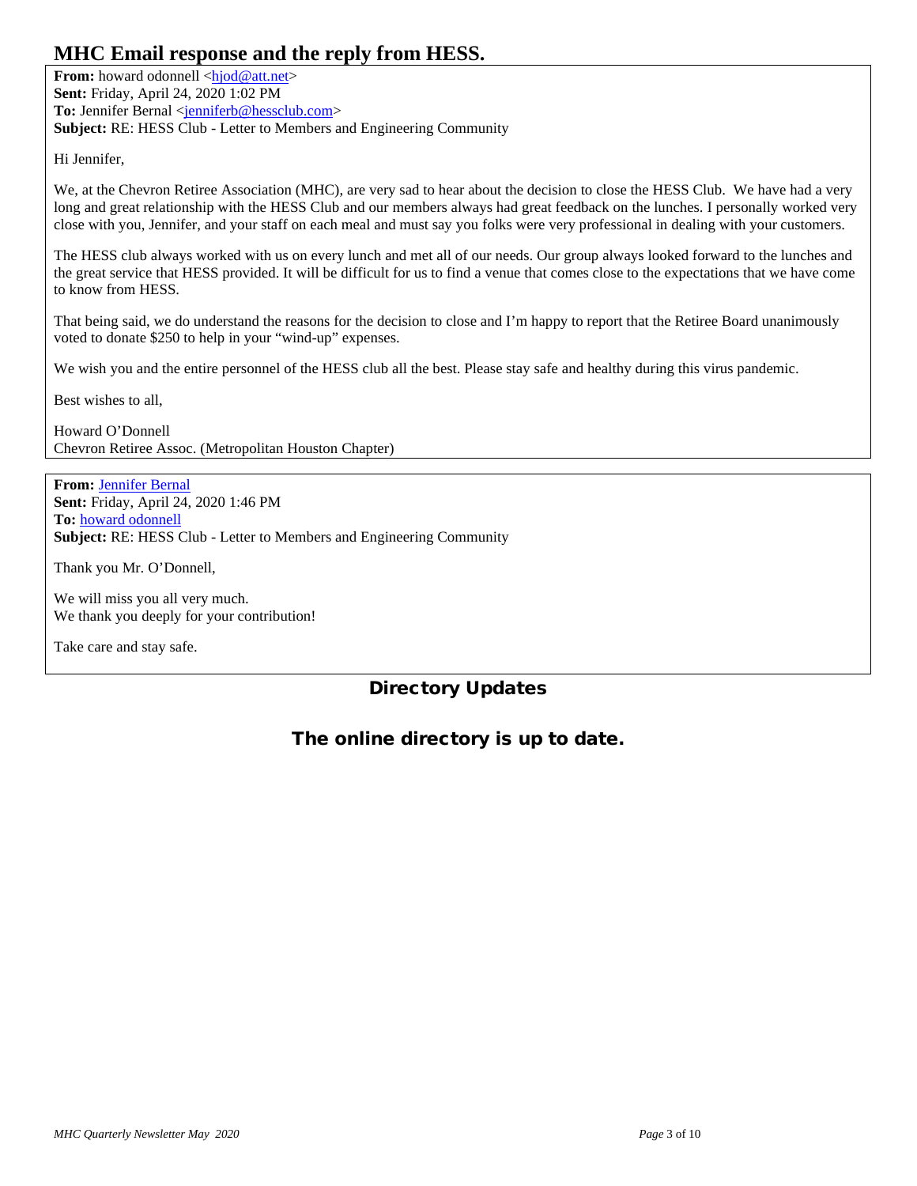# MHC Email response and the reply from HESS.

**From:** howard odonnell <hjod@att.net>
**Sent:** Friday, April 24, 2020 1:02 PM
**To:** Jennifer Bernal <jenniferb@hessclub.com>
**Subject:** RE: HESS Club - Letter to Members and Engineering Community

Hi Jennifer,

We, at the Chevron Retiree Association (MHC), are very sad to hear about the decision to close the HESS Club. We have had a very long and great relationship with the HESS Club and our members always had great feedback on the lunches. I personally worked very close with you, Jennifer, and your staff on each meal and must say you folks were very professional in dealing with your customers.

The HESS club always worked with us on every lunch and met all of our needs. Our group always looked forward to the lunches and the great service that HESS provided. It will be difficult for us to find a venue that comes close to the expectations that we have come to know from HESS.

That being said, we do understand the reasons for the decision to close and I'm happy to report that the Retiree Board unanimously voted to donate $250 to help in your "wind-up" expenses.

We wish you and the entire personnel of the HESS club all the best. Please stay safe and healthy during this virus pandemic.

Best wishes to all,

Howard O'Donnell
Chevron Retiree Assoc. (Metropolitan Houston Chapter)

---

**From:** Jennifer Bernal
**Sent:** Friday, April 24, 2020 1:46 PM
**To:** howard odonnell
**Subject:** RE: HESS Club - Letter to Members and Engineering Community

Thank you Mr. O'Donnell,

We will miss you all very much.
We thank you deeply for your contribution!

Take care and stay safe.

## Directory Updates

### The online directory is up to date.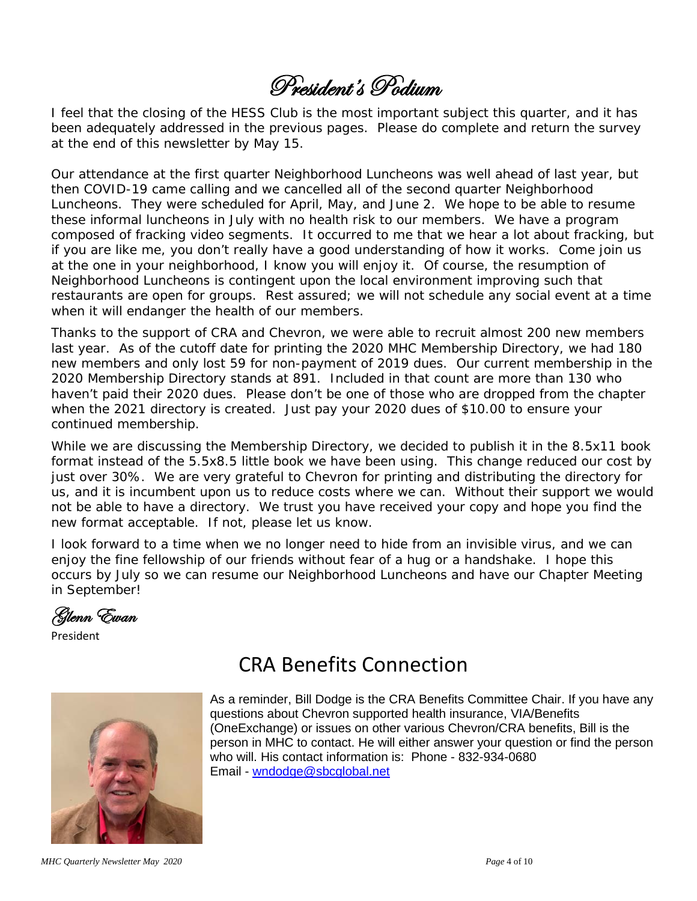# President's Podium

I feel that the closing of the HESS Club is the most important subject this quarter, and it has been adequately addressed in the previous pages. Please do complete and return the survey at the end of this newsletter by May 15.

Our attendance at the first quarter Neighborhood Luncheons was well ahead of last year, but then COVID-19 came calling and we cancelled all of the second quarter Neighborhood Luncheons. They were scheduled for April, May, and June 2. We hope to be able to resume these informal luncheons in July with no health risk to our members. We have a program composed of fracking video segments. It occurred to me that we hear a lot about fracking, but if you are like me, you don't really have a good understanding of how it works. Come join us at the one in your neighborhood, I know you will enjoy it. Of course, the resumption of Neighborhood Luncheons is contingent upon the local environment improving such that restaurants are open for groups. Rest assured; we will not schedule any social event at a time when it will endanger the health of our members.

Thanks to the support of CRA and Chevron, we were able to recruit almost 200 new members last year. As of the cutoff date for printing the 2020 MHC Membership Directory, we had 180 new members and only lost 59 for non-payment of 2019 dues. Our current membership in the 2020 Membership Directory stands at 891. Included in that count are more than 130 who haven't paid their 2020 dues. Please don't be one of those who are dropped from the chapter when the 2021 directory is created. Just pay your 2020 dues of $10.00 to ensure your continued membership.

While we are discussing the Membership Directory, we decided to publish it in the 8.5x11 book format instead of the 5.5x8.5 little book we have been using. This change reduced our cost by just over 30%. We are very grateful to Chevron for printing and distributing the directory for us, and it is incumbent upon us to reduce costs where we can. Without their support we would not be able to have a directory. We trust you have received your copy and hope you find the new format acceptable. If not, please let us know.

I look forward to a time when we no longer need to hide from an invisible virus, and we can enjoy the fine fellowship of our friends without fear of a hug or a handshake. I hope this occurs by July so we can resume our Neighborhood Luncheons and have our Chapter Meeting in September!

*Glenn Ewan*

President

## CRA Benefits Connection

As a reminder, Bill Dodge is the CRA Benefits Committee Chair. If you have any questions about Chevron supported health insurance, VIA/Benefits (OneExchange) or issues on other various Chevron/CRA benefits, Bill is the person in MHC to contact. He will either answer your question or find the person who will. His contact information is: Phone - 832-934-0680
Email - wndodge@sbcglobal.net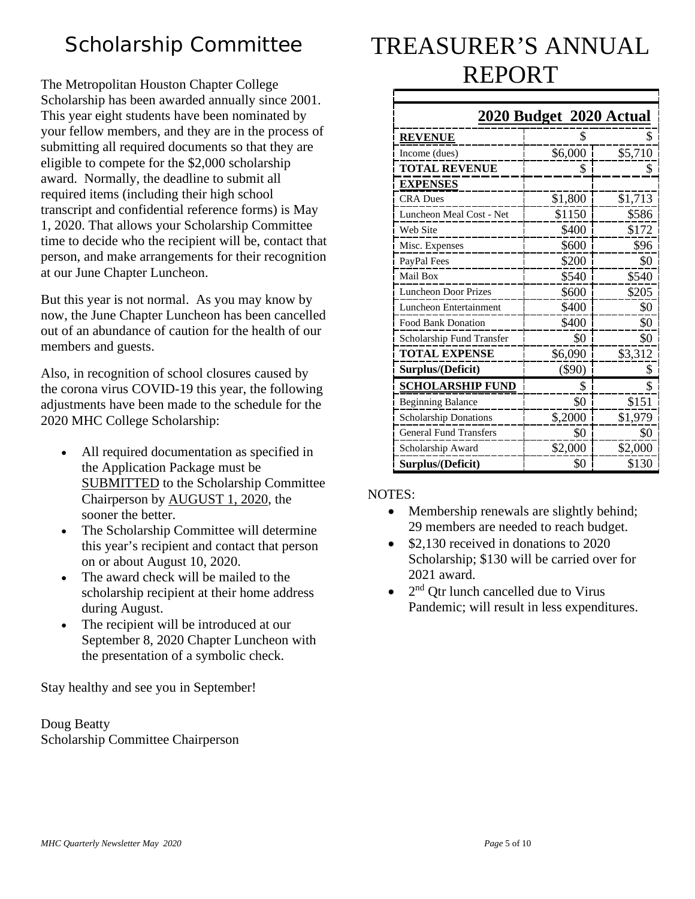## Scholarship Committee

The Metropolitan Houston Chapter College Scholarship has been awarded annually since 2001. This year eight students have been nominated by your fellow members, and they are in the process of submitting all required documents so that they are eligible to compete for the $2,000 scholarship award. Normally, the deadline to submit all required items (including their high school transcript and confidential reference forms) is May 1, 2020. That allows your Scholarship Committee time to decide who the recipient will be, contact that person, and make arrangements for their recognition at our June Chapter Luncheon.

But this year is not normal. As you may know by now, the June Chapter Luncheon has been cancelled out of an abundance of caution for the health of our members and guests.

Also, in recognition of school closures caused by the corona virus COVID-19 this year, the following adjustments have been made to the schedule for the 2020 MHC College Scholarship:

- All required documentation as specified in the Application Package must be <u>SUBMITTED</u> to the Scholarship Committee Chairperson by <u>AUGUST 1, 2020</u>, the sooner the better.
- The Scholarship Committee will determine this year's recipient and contact that person on or about August 10, 2020.
- The award check will be mailed to the scholarship recipient at their home address during August.
- The recipient will be introduced at our September 8, 2020 Chapter Luncheon with the presentation of a symbolic check.

Stay healthy and see you in September!

Doug Beatty
Scholarship Committee Chairperson

# TREASURER'S ANNUAL REPORT

| | **2020 Budget** | **2020 Actual** |
|---|---|---|
| **REVENUE** | $ | $ |
| Income (dues) | $6,000 | $5,710 |
| **TOTAL REVENUE** | $ | $ |
| **EXPENSES** | | |
| CRA Dues | $1,800 | $1,713 |
| Luncheon Meal Cost - Net | $1150 | $586 |
| Web Site | $400 | $172 |
| Misc. Expenses | $600 | $96 |
| PayPal Fees | $200 | $0 |
| Mail Box | $540 | $540 |
| Luncheon Door Prizes | $600 | $205 |
| Luncheon Entertainment | $400 | $0 |
| Food Bank Donation | $400 | $0 |
| Scholarship Fund Transfer | $0 | $0 |
| **TOTAL EXPENSE** | $6,090 | $3,312 |
| **Surplus/(Deficit)** | ($90) | $ |
| **SCHOLARSHIP FUND** | $ | $ |
| Beginning Balance | $0 | $151 |
| Scholarship Donations | $,2000 | $1,979 |
| General Fund Transfers | $0 | $0 |
| Scholarship Award | $2,000 | $2,000 |
| **Surplus/(Deficit)** | $0 | $130 |

NOTES:

- Membership renewals are slightly behind; 29 members are needed to reach budget.
- $2,130 received in donations to 2020 Scholarship; $130 will be carried over for 2021 award.
- 2nd Qtr lunch cancelled due to Virus Pandemic; will result in less expenditures.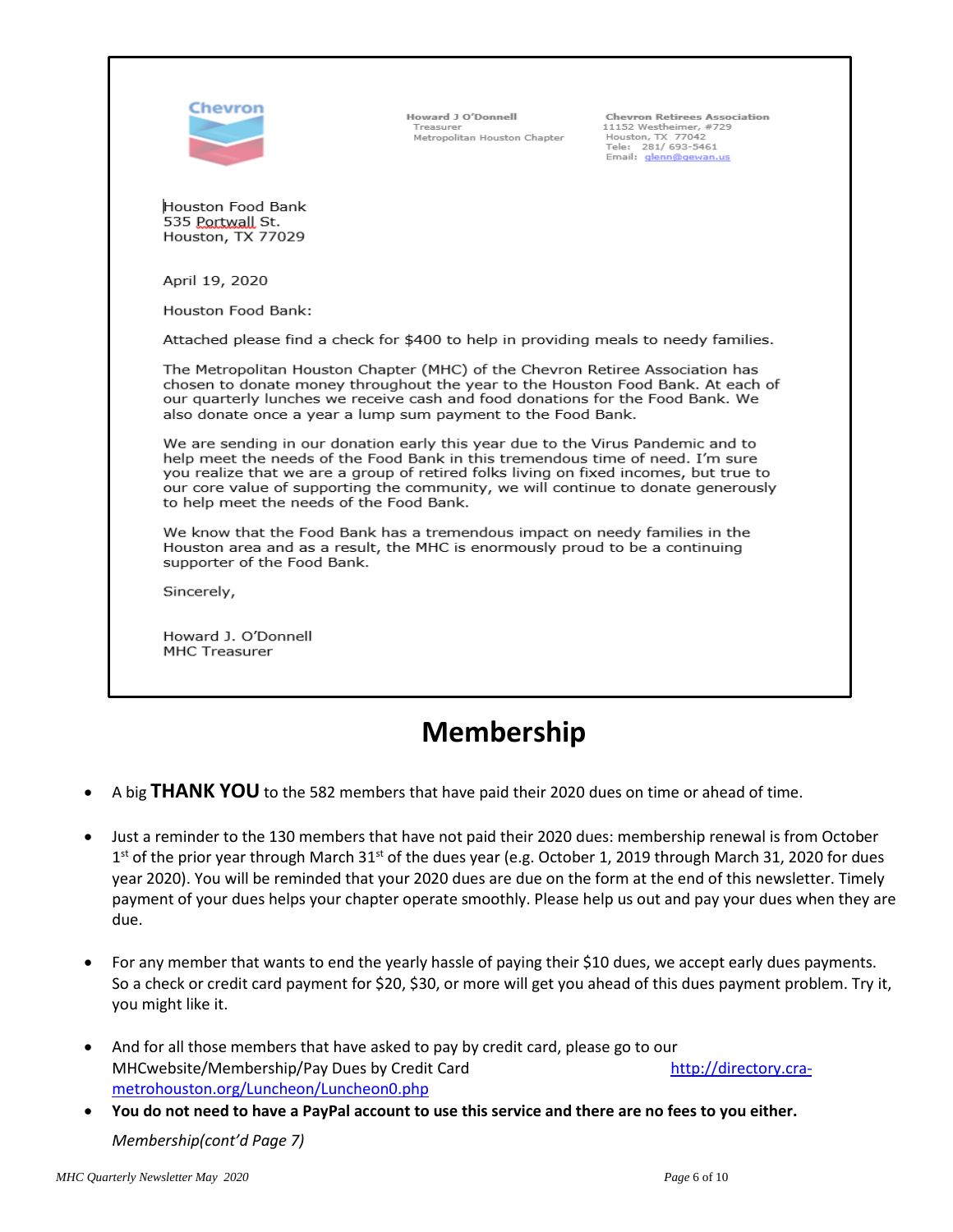Chevron

Howard J O'Donnell
Treasurer
Metropolitan Houston Chapter

Chevron Retirees Association
11152 Westheimer, #729
Houston, TX 77042
Tele: 281/ 693-5461
Email: glenn@gewan.us

Houston Food Bank
535 Portwall St.
Houston, TX 77029

April 19, 2020

Houston Food Bank:

Attached please find a check for $400 to help in providing meals to needy families.

The Metropolitan Houston Chapter (MHC) of the Chevron Retiree Association has chosen to donate money throughout the year to the Houston Food Bank. At each of our quarterly lunches we receive cash and food donations for the Food Bank. We also donate once a year a lump sum payment to the Food Bank.

We are sending in our donation early this year due to the Virus Pandemic and to help meet the needs of the Food Bank in this tremendous time of need. I'm sure you realize that we are a group of retired folks living on fixed incomes, but true to our core value of supporting the community, we will continue to donate generously to help meet the needs of the Food Bank.

We know that the Food Bank has a tremendous impact on needy families in the Houston area and as a result, the MHC is enormously proud to be a continuing supporter of the Food Bank.

Sincerely,

Howard J. O'Donnell
MHC Treasurer

# Membership

- A big **THANK YOU** to the 582 members that have paid their 2020 dues on time or ahead of time.

- Just a reminder to the 130 members that have not paid their 2020 dues: membership renewal is from October 1st of the prior year through March 31st of the dues year (e.g. October 1, 2019 through March 31, 2020 for dues year 2020). You will be reminded that your 2020 dues are due on the form at the end of this newsletter. Timely payment of your dues helps your chapter operate smoothly. Please help us out and pay your dues when they are due.

- For any member that wants to end the yearly hassle of paying their $10 dues, we accept early dues payments. So a check or credit card payment for $20, $30, or more will get you ahead of this dues payment problem. Try it, you might like it.

- And for all those members that have asked to pay by credit card, please go to our MHCwebsite/Membership/Pay Dues by Credit Card http://directory.cra-metrohouston.org/Luncheon/Luncheon0.php
- **You do not need to have a PayPal account to use this service and there are no fees to you either.**

*Membership(cont'd Page 7)*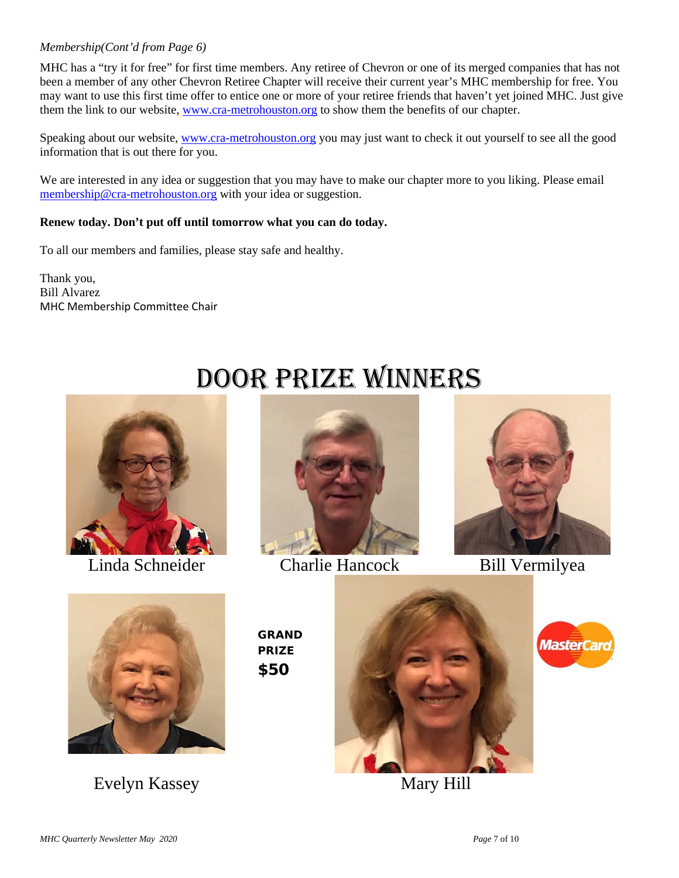*Membership(Cont'd from Page 6)*

MHC has a "try it for free" for first time members. Any retiree of Chevron or one of its merged companies that has not been a member of any other Chevron Retiree Chapter will receive their current year's MHC membership for free. You may want to use this first time offer to entice one or more of your retiree friends that haven't yet joined MHC. Just give them the link to our website, www.cra-metrohouston.org to show them the benefits of our chapter.

Speaking about our website, www.cra-metrohouston.org you may just want to check it out yourself to see all the good information that is out there for you.

We are interested in any idea or suggestion that you may have to make our chapter more to you liking. Please email membership@cra-metrohouston.org with your idea or suggestion.

**Renew today. Don't put off until tomorrow what you can do today.**

To all our members and families, please stay safe and healthy.

Thank you,
Bill Alvarez
MHC Membership Committee Chair

# DOOR PRIZE WINNERS

Linda Schneider

Charlie Hancock

Bill Vermilyea

Evelyn Kassey

**GRAND PRIZE $50**

Mary Hill

MasterCard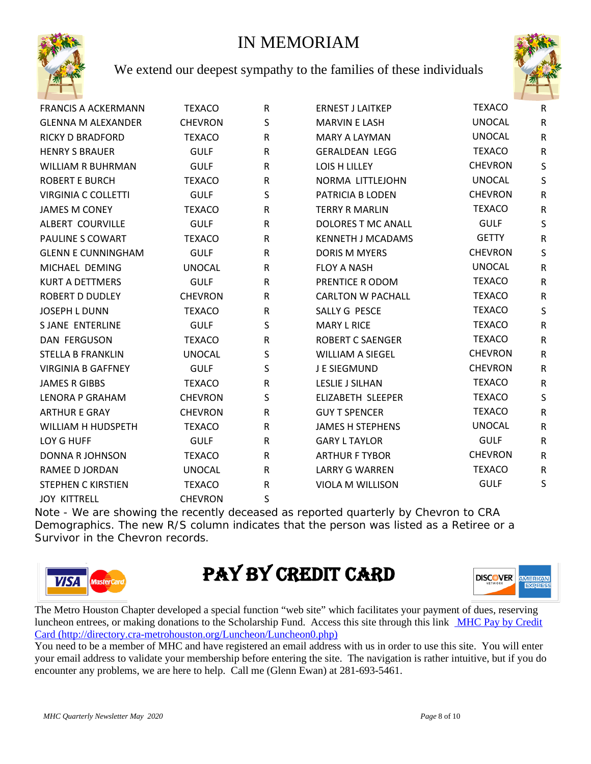# IN MEMORIAM

We extend our deepest sympathy to the families of these individuals

| | | | | | |
|---|---|---|---|---|---|
| FRANCIS A ACKERMANN | TEXACO | R | ERNEST J LAITKEP | TEXACO | R |
| GLENNA M ALEXANDER | CHEVRON | S | MARVIN E LASH | UNOCAL | R |
| RICKY D BRADFORD | TEXACO | R | MARY A LAYMAN | UNOCAL | R |
| HENRY S BRAUER | GULF | R | GERALDEAN LEGG | TEXACO | R |
| WILLIAM R BUHRMAN | GULF | R | LOIS H LILLEY | CHEVRON | S |
| ROBERT E BURCH | TEXACO | R | NORMA LITTLEJOHN | UNOCAL | S |
| VIRGINIA C COLLETTI | GULF | S | PATRICIA B LODEN | CHEVRON | R |
| JAMES M CONEY | TEXACO | R | TERRY R MARLIN | TEXACO | R |
| ALBERT COURVILLE | GULF | R | DOLORES T MC ANALL | GULF | S |
| PAULINE S COWART | TEXACO | R | KENNETH J MCADAMS | GETTY | R |
| GLENN E CUNNINGHAM | GULF | R | DORIS M MYERS | CHEVRON | S |
| MICHAEL DEMING | UNOCAL | R | FLOY A NASH | UNOCAL | R |
| KURT A DETTMERS | GULF | R | PRENTICE R ODOM | TEXACO | R |
| ROBERT D DUDLEY | CHEVRON | R | CARLTON W PACHALL | TEXACO | R |
| JOSEPH L DUNN | TEXACO | R | SALLY G PESCE | TEXACO | S |
| S JANE ENTERLINE | GULF | S | MARY L RICE | TEXACO | R |
| DAN FERGUSON | TEXACO | R | ROBERT C SAENGER | TEXACO | R |
| STELLA B FRANKLIN | UNOCAL | S | WILLIAM A SIEGEL | CHEVRON | R |
| VIRGINIA B GAFFNEY | GULF | S | J E SIEGMUND | CHEVRON | R |
| JAMES R GIBBS | TEXACO | R | LESLIE J SILHAN | TEXACO | R |
| LENORA P GRAHAM | CHEVRON | S | ELIZABETH SLEEPER | TEXACO | S |
| ARTHUR E GRAY | CHEVRON | R | GUY T SPENCER | TEXACO | R |
| WILLIAM H HUDSPETH | TEXACO | R | JAMES H STEPHENS | UNOCAL | R |
| LOY G HUFF | GULF | R | GARY L TAYLOR | GULF | R |
| DONNA R JOHNSON | TEXACO | R | ARTHUR F TYBOR | CHEVRON | R |
| RAMEE D JORDAN | UNOCAL | R | LARRY G WARREN | TEXACO | R |
| STEPHEN C KIRSTIEN | TEXACO | R | VIOLA M WILLISON | GULF | S |
| JOY KITTRELL | CHEVRON | S | | | |

Note - We are showing the recently deceased as reported quarterly by Chevron to CRA Demographics. The new R/S column indicates that the person was listed as a Retiree or a Survivor in the Chevron records.

# PAY BY CREDIT CARD

The Metro Houston Chapter developed a special function "web site" which facilitates your payment of dues, reserving luncheon entrees, or making donations to the Scholarship Fund. Access this site through this link [MHC Pay by Credit Card (http://directory.cra-metrohouston.org/Luncheon/Luncheon0.php)](http://directory.cra-metrohouston.org/Luncheon/Luncheon0.php)

You need to be a member of MHC and have registered an email address with us in order to use this site. You will enter your email address to validate your membership before entering the site. The navigation is rather intuitive, but if you do encounter any problems, we are here to help. Call me (Glenn Ewan) at 281-693-5461.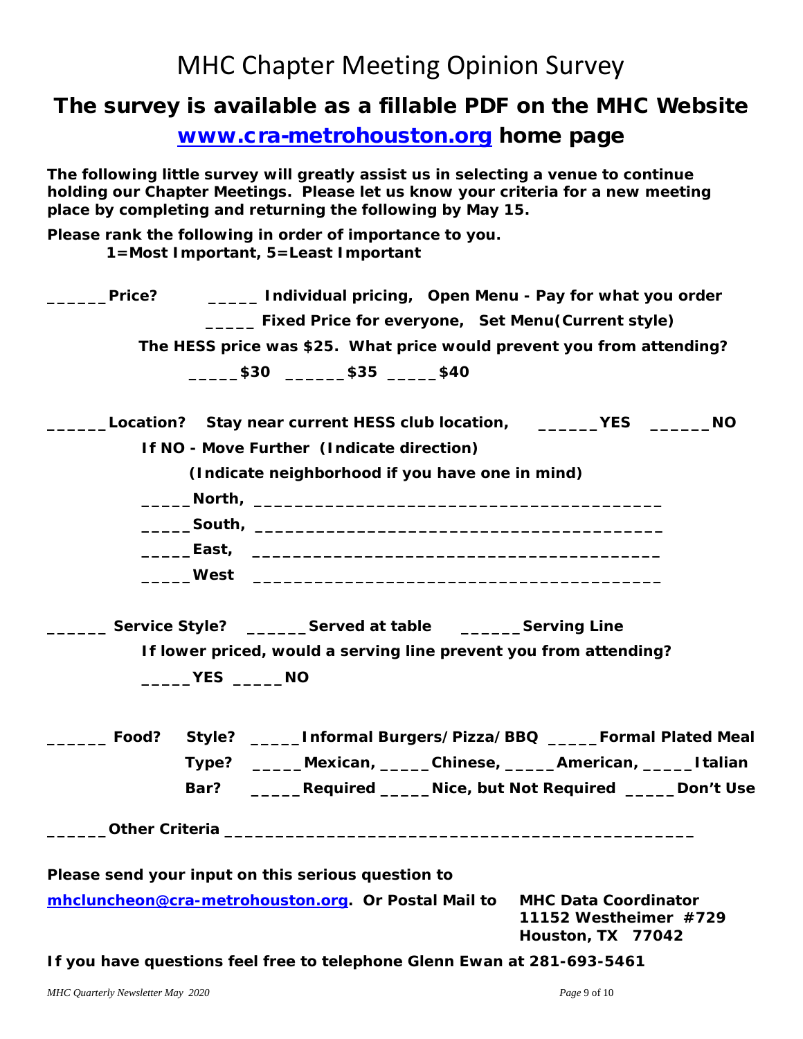# MHC Chapter Meeting Opinion Survey

## The survey is available as a fillable PDF on the MHC Website [www.cra-metrohouston.org](http://www.cra-metrohouston.org) home page

**The following little survey will greatly assist us in selecting a venue to continue holding our Chapter Meetings. Please let us know your criteria for a new meeting place by completing and returning the following by May 15.**

**Please rank the following in order of importance to you.**
**1=Most Important, 5=Least Important**

**______Price?** **_____ Individual pricing, Open Menu - Pay for what you order**

**_____ Fixed Price for everyone, Set Menu(Current style)**

**The HESS price was $25. What price would prevent you from attending?**

**_____$30 ______$35 _____$40**

**______Location? Stay near current HESS club location, ______YES ______NO**

**If NO - Move Further (Indicate direction)**

**(Indicate neighborhood if you have one in mind)**

**_____North, ________________________________________**

**_____South, ________________________________________**

**_____East, ________________________________________**

**_____West ________________________________________**

**______ Service Style? ______Served at table ______Serving Line**

**If lower priced, would a serving line prevent you from attending?**

**_____YES _____NO**

**______ Food? Style? _____Informal Burgers/Pizza/BBQ _____Formal Plated Meal**

**Type? _____Mexican, _____Chinese, _____American, _____Italian**

**Bar? _____Required _____Nice, but Not Required _____Don't Use**

**______Other Criteria ________________________________________________**

**Please send your input on this serious question to**

**[mhcluncheon@cra-metrohouston.org](mailto:mhcluncheon@cra-metrohouston.org). Or Postal Mail to**

**MHC Data Coordinator**
**11152 Westheimer #729**
**Houston, TX 77042**

**If you have questions feel free to telephone Glenn Ewan at 281-693-5461**